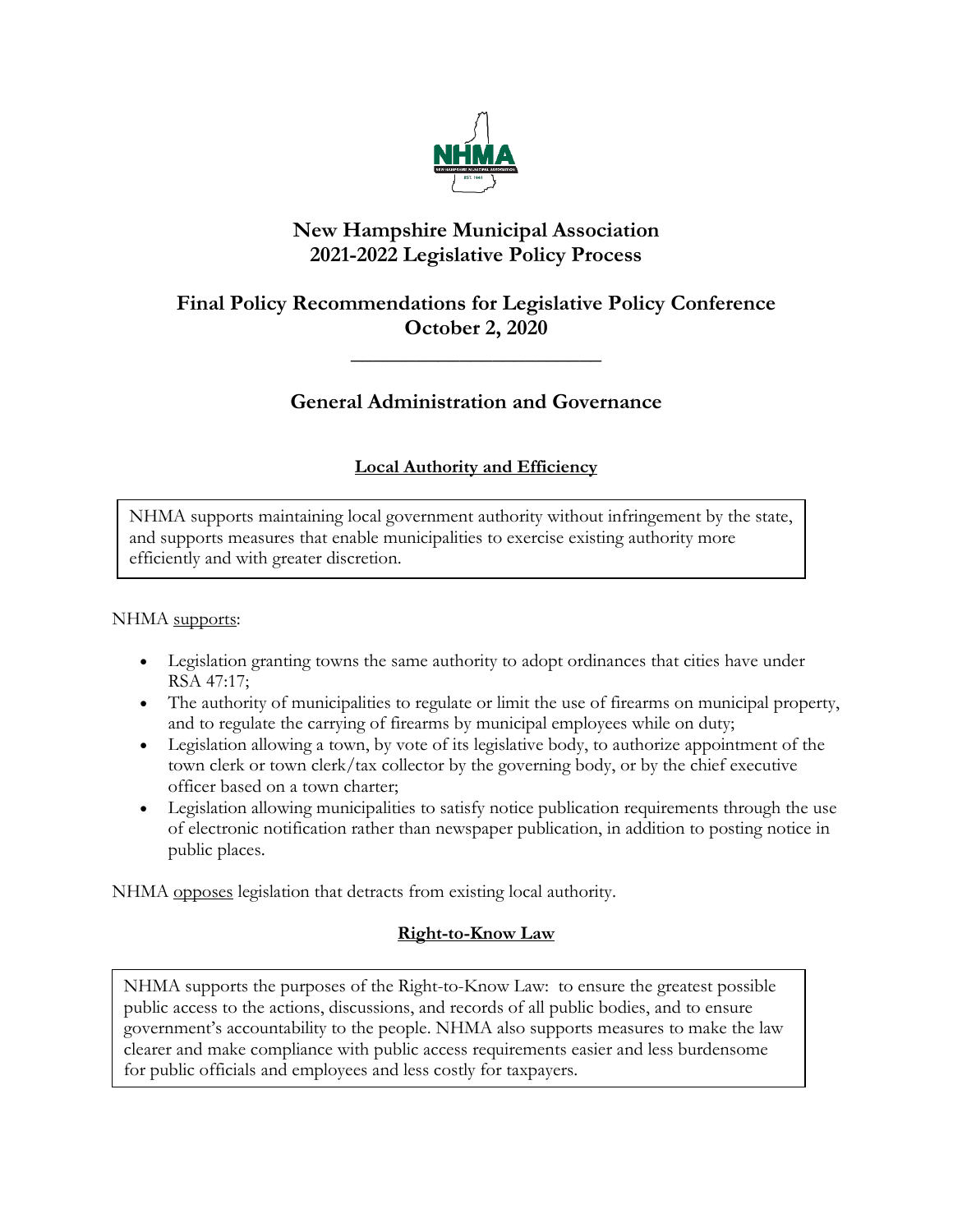# New Hampshire Municipal Association
# 2021-2022 Legislative Policy Process

## Final Policy Recommendations for Legislative Policy Conference
## October 2, 2020

---

## General Administration and Governance

### Local Authority and Efficiency

NHMA supports maintaining local government authority without infringement by the state, and supports measures that enable municipalities to exercise existing authority more efficiently and with greater discretion.

NHMA supports:

- Legislation granting towns the same authority to adopt ordinances that cities have under RSA 47:17;
- The authority of municipalities to regulate or limit the use of firearms on municipal property, and to regulate the carrying of firearms by municipal employees while on duty;
- Legislation allowing a town, by vote of its legislative body, to authorize appointment of the town clerk or town clerk/tax collector by the governing body, or by the chief executive officer based on a town charter;
- Legislation allowing municipalities to satisfy notice publication requirements through the use of electronic notification rather than newspaper publication, in addition to posting notice in public places.

NHMA opposes legislation that detracts from existing local authority.

### Right-to-Know Law

NHMA supports the purposes of the Right-to-Know Law: to ensure the greatest possible public access to the actions, discussions, and records of all public bodies, and to ensure government's accountability to the people. NHMA also supports measures to make the law clearer and make compliance with public access requirements easier and less burdensome for public officials and employees and less costly for taxpayers.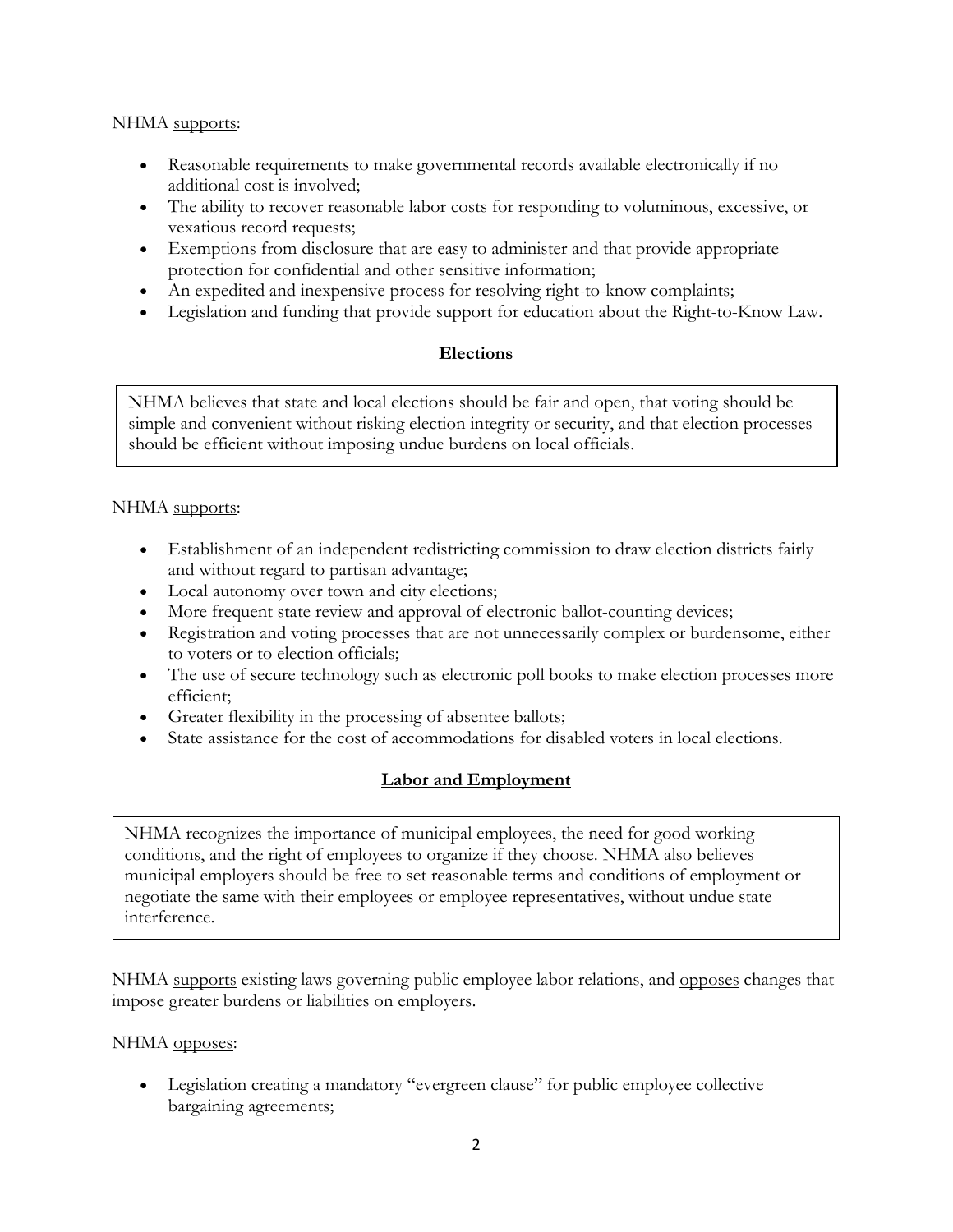NHMA <u>supports</u>:

- Reasonable requirements to make governmental records available electronically if no additional cost is involved;
- The ability to recover reasonable labor costs for responding to voluminous, excessive, or vexatious record requests;
- Exemptions from disclosure that are easy to administer and that provide appropriate protection for confidential and other sensitive information;
- An expedited and inexpensive process for resolving right-to-know complaints;
- Legislation and funding that provide support for education about the Right-to-Know Law.

## Elections

NHMA believes that state and local elections should be fair and open, that voting should be simple and convenient without risking election integrity or security, and that election processes should be efficient without imposing undue burdens on local officials.

NHMA <u>supports</u>:

- Establishment of an independent redistricting commission to draw election districts fairly and without regard to partisan advantage;
- Local autonomy over town and city elections;
- More frequent state review and approval of electronic ballot-counting devices;
- Registration and voting processes that are not unnecessarily complex or burdensome, either to voters or to election officials;
- The use of secure technology such as electronic poll books to make election processes more efficient;
- Greater flexibility in the processing of absentee ballots;
- State assistance for the cost of accommodations for disabled voters in local elections.

## Labor and Employment

NHMA recognizes the importance of municipal employees, the need for good working conditions, and the right of employees to organize if they choose. NHMA also believes municipal employers should be free to set reasonable terms and conditions of employment or negotiate the same with their employees or employee representatives, without undue state interference.

NHMA <u>supports</u> existing laws governing public employee labor relations, and <u>opposes</u> changes that impose greater burdens or liabilities on employers.

NHMA <u>opposes</u>:

- Legislation creating a mandatory "evergreen clause" for public employee collective bargaining agreements;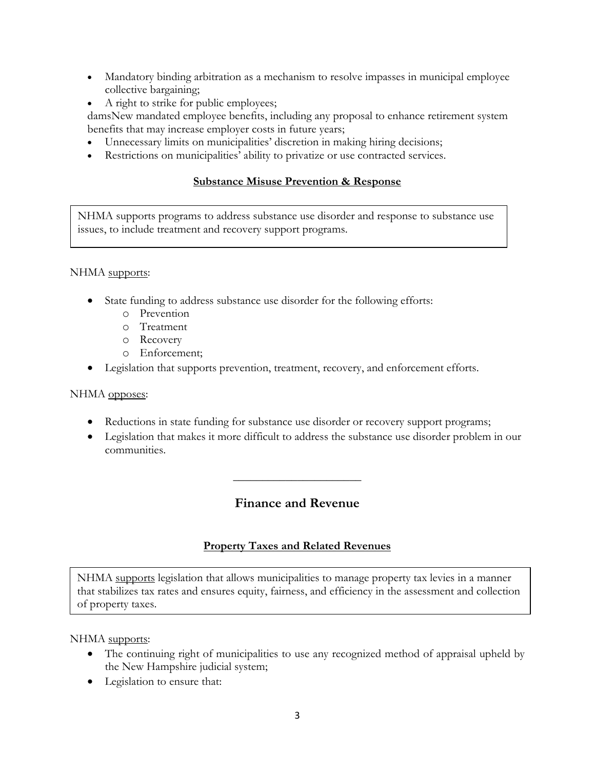- Mandatory binding arbitration as a mechanism to resolve impasses in municipal employee collective bargaining;
- A right to strike for public employees;

damsNew mandated employee benefits, including any proposal to enhance retirement system benefits that may increase employer costs in future years;

- Unnecessary limits on municipalities' discretion in making hiring decisions;
- Restrictions on municipalities' ability to privatize or use contracted services.

### Substance Misuse Prevention & Response

NHMA supports programs to address substance use disorder and response to substance use issues, to include treatment and recovery support programs.

NHMA supports:

- State funding to address substance use disorder for the following efforts:
  - Prevention
  - Treatment
  - Recovery
  - Enforcement;
- Legislation that supports prevention, treatment, recovery, and enforcement efforts.

NHMA opposes:

- Reductions in state funding for substance use disorder or recovery support programs;
- Legislation that makes it more difficult to address the substance use disorder problem in our communities.

---

## Finance and Revenue

### Property Taxes and Related Revenues

NHMA supports legislation that allows municipalities to manage property tax levies in a manner that stabilizes tax rates and ensures equity, fairness, and efficiency in the assessment and collection of property taxes.

NHMA supports:

- The continuing right of municipalities to use any recognized method of appraisal upheld by the New Hampshire judicial system;
- Legislation to ensure that: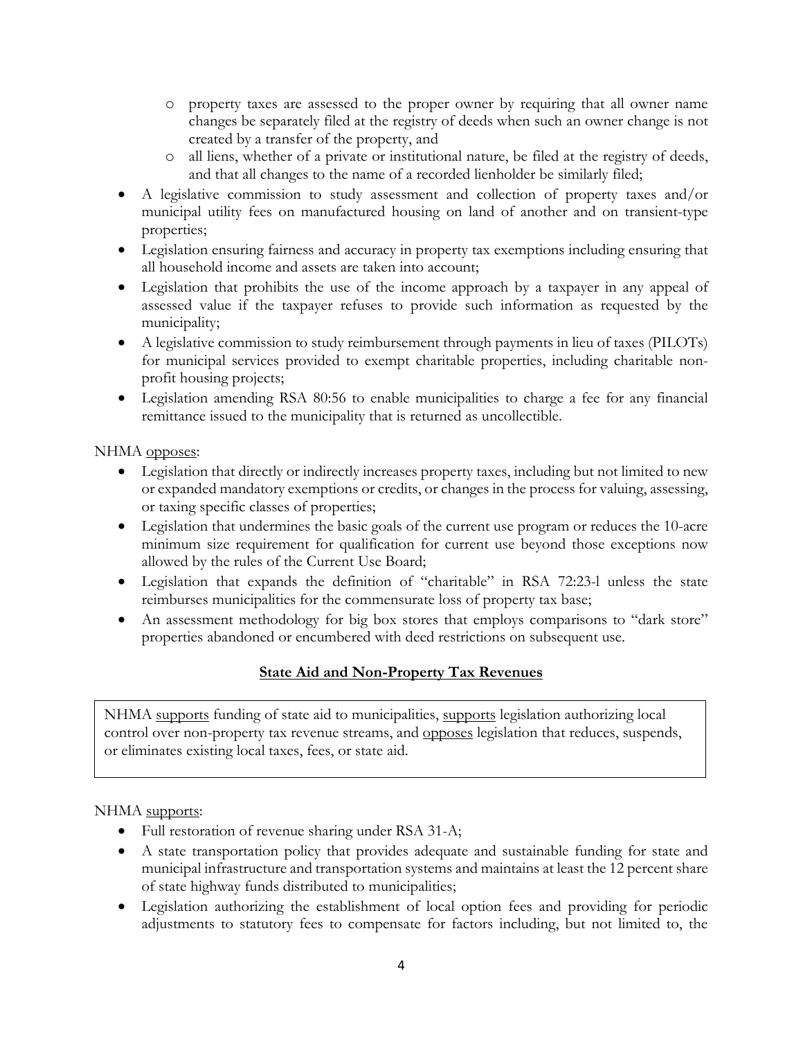- property taxes are assessed to the proper owner by requiring that all owner name changes be separately filed at the registry of deeds when such an owner change is not created by a transfer of the property, and
  - all liens, whether of a private or institutional nature, be filed at the registry of deeds, and that all changes to the name of a recorded lienholder be similarly filed;
- A legislative commission to study assessment and collection of property taxes and/or municipal utility fees on manufactured housing on land of another and on transient-type properties;
- Legislation ensuring fairness and accuracy in property tax exemptions including ensuring that all household income and assets are taken into account;
- Legislation that prohibits the use of the income approach by a taxpayer in any appeal of assessed value if the taxpayer refuses to provide such information as requested by the municipality;
- A legislative commission to study reimbursement through payments in lieu of taxes (PILOTs) for municipal services provided to exempt charitable properties, including charitable non-profit housing projects;
- Legislation amending RSA 80:56 to enable municipalities to charge a fee for any financial remittance issued to the municipality that is returned as uncollectible.

NHMA opposes:

- Legislation that directly or indirectly increases property taxes, including but not limited to new or expanded mandatory exemptions or credits, or changes in the process for valuing, assessing, or taxing specific classes of properties;
- Legislation that undermines the basic goals of the current use program or reduces the 10-acre minimum size requirement for qualification for current use beyond those exceptions now allowed by the rules of the Current Use Board;
- Legislation that expands the definition of "charitable" in RSA 72:23-l unless the state reimburses municipalities for the commensurate loss of property tax base;
- An assessment methodology for big box stores that employs comparisons to "dark store" properties abandoned or encumbered with deed restrictions on subsequent use.

## State Aid and Non-Property Tax Revenues

NHMA supports funding of state aid to municipalities, supports legislation authorizing local control over non-property tax revenue streams, and opposes legislation that reduces, suspends, or eliminates existing local taxes, fees, or state aid.

NHMA supports:

- Full restoration of revenue sharing under RSA 31-A;
- A state transportation policy that provides adequate and sustainable funding for state and municipal infrastructure and transportation systems and maintains at least the 12 percent share of state highway funds distributed to municipalities;
- Legislation authorizing the establishment of local option fees and providing for periodic adjustments to statutory fees to compensate for factors including, but not limited to, the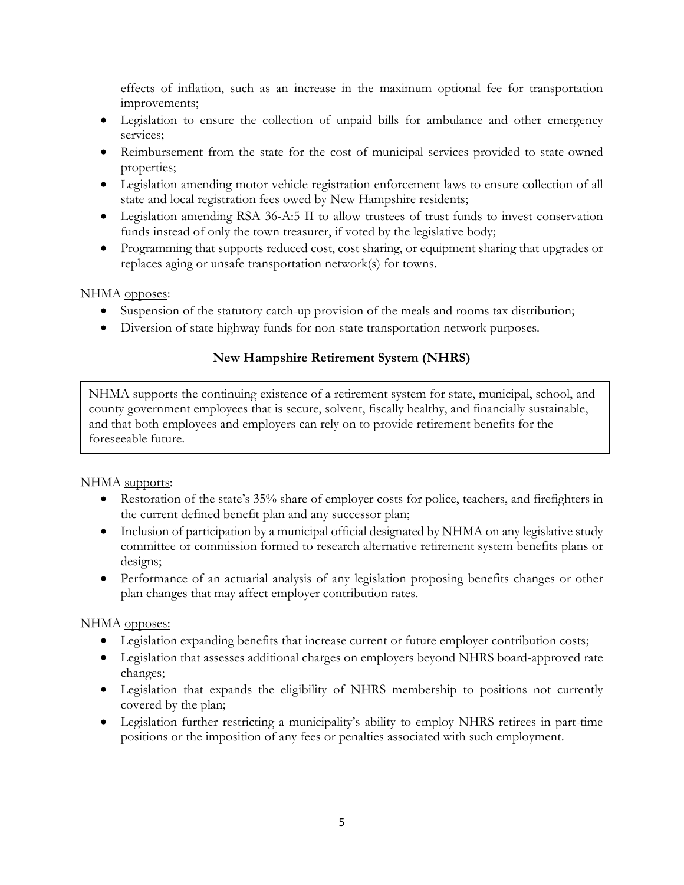effects of inflation, such as an increase in the maximum optional fee for transportation improvements;

- Legislation to ensure the collection of unpaid bills for ambulance and other emergency services;
- Reimbursement from the state for the cost of municipal services provided to state-owned properties;
- Legislation amending motor vehicle registration enforcement laws to ensure collection of all state and local registration fees owed by New Hampshire residents;
- Legislation amending RSA 36-A:5 II to allow trustees of trust funds to invest conservation funds instead of only the town treasurer, if voted by the legislative body;
- Programming that supports reduced cost, cost sharing, or equipment sharing that upgrades or replaces aging or unsafe transportation network(s) for towns.

NHMA opposes:

- Suspension of the statutory catch-up provision of the meals and rooms tax distribution;
- Diversion of state highway funds for non-state transportation network purposes.

## New Hampshire Retirement System (NHRS)

NHMA supports the continuing existence of a retirement system for state, municipal, school, and county government employees that is secure, solvent, fiscally healthy, and financially sustainable, and that both employees and employers can rely on to provide retirement benefits for the foreseeable future.

NHMA supports:

- Restoration of the state's 35% share of employer costs for police, teachers, and firefighters in the current defined benefit plan and any successor plan;
- Inclusion of participation by a municipal official designated by NHMA on any legislative study committee or commission formed to research alternative retirement system benefits plans or designs;
- Performance of an actuarial analysis of any legislation proposing benefits changes or other plan changes that may affect employer contribution rates.

NHMA opposes:

- Legislation expanding benefits that increase current or future employer contribution costs;
- Legislation that assesses additional charges on employers beyond NHRS board-approved rate changes;
- Legislation that expands the eligibility of NHRS membership to positions not currently covered by the plan;
- Legislation further restricting a municipality's ability to employ NHRS retirees in part-time positions or the imposition of any fees or penalties associated with such employment.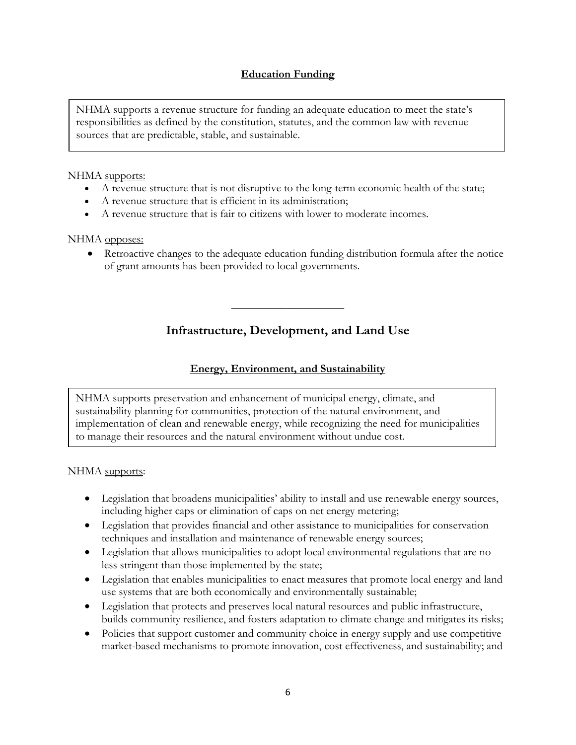### Education Funding

NHMA supports a revenue structure for funding an adequate education to meet the state's responsibilities as defined by the constitution, statutes, and the common law with revenue sources that are predictable, stable, and sustainable.

NHMA supports:

- A revenue structure that is not disruptive to the long-term economic health of the state;
- A revenue structure that is efficient in its administration;
- A revenue structure that is fair to citizens with lower to moderate incomes.

NHMA opposes:

- Retroactive changes to the adequate education funding distribution formula after the notice of grant amounts has been provided to local governments.

---

## Infrastructure, Development, and Land Use

### Energy, Environment, and Sustainability

NHMA supports preservation and enhancement of municipal energy, climate, and sustainability planning for communities, protection of the natural environment, and implementation of clean and renewable energy, while recognizing the need for municipalities to manage their resources and the natural environment without undue cost.

NHMA supports:

- Legislation that broadens municipalities' ability to install and use renewable energy sources, including higher caps or elimination of caps on net energy metering;
- Legislation that provides financial and other assistance to municipalities for conservation techniques and installation and maintenance of renewable energy sources;
- Legislation that allows municipalities to adopt local environmental regulations that are no less stringent than those implemented by the state;
- Legislation that enables municipalities to enact measures that promote local energy and land use systems that are both economically and environmentally sustainable;
- Legislation that protects and preserves local natural resources and public infrastructure, builds community resilience, and fosters adaptation to climate change and mitigates its risks;
- Policies that support customer and community choice in energy supply and use competitive market-based mechanisms to promote innovation, cost effectiveness, and sustainability; and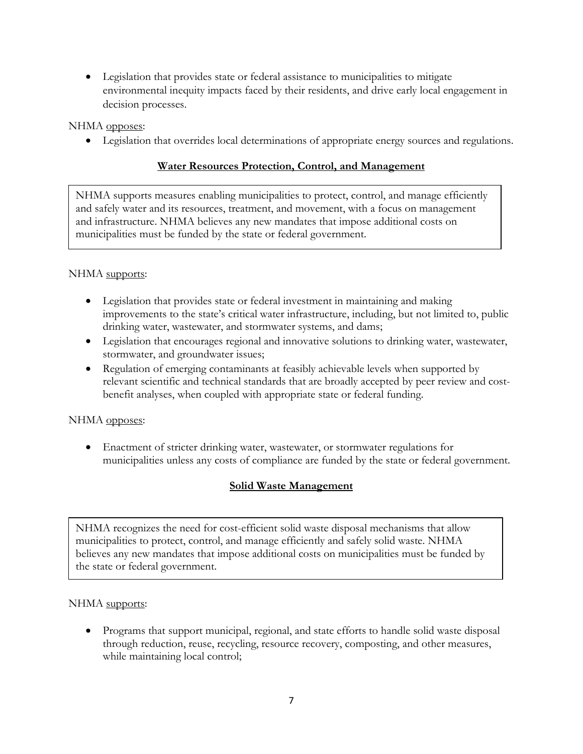- Legislation that provides state or federal assistance to municipalities to mitigate environmental inequity impacts faced by their residents, and drive early local engagement in decision processes.

NHMA opposes:

- Legislation that overrides local determinations of appropriate energy sources and regulations.

## Water Resources Protection, Control, and Management

NHMA supports measures enabling municipalities to protect, control, and manage efficiently and safely water and its resources, treatment, and movement, with a focus on management and infrastructure. NHMA believes any new mandates that impose additional costs on municipalities must be funded by the state or federal government.

NHMA supports:

- Legislation that provides state or federal investment in maintaining and making improvements to the state's critical water infrastructure, including, but not limited to, public drinking water, wastewater, and stormwater systems, and dams;
- Legislation that encourages regional and innovative solutions to drinking water, wastewater, stormwater, and groundwater issues;
- Regulation of emerging contaminants at feasibly achievable levels when supported by relevant scientific and technical standards that are broadly accepted by peer review and cost-benefit analyses, when coupled with appropriate state or federal funding.

NHMA opposes:

- Enactment of stricter drinking water, wastewater, or stormwater regulations for municipalities unless any costs of compliance are funded by the state or federal government.

## Solid Waste Management

NHMA recognizes the need for cost-efficient solid waste disposal mechanisms that allow municipalities to protect, control, and manage efficiently and safely solid waste. NHMA believes any new mandates that impose additional costs on municipalities must be funded by the state or federal government.

NHMA supports:

- Programs that support municipal, regional, and state efforts to handle solid waste disposal through reduction, reuse, recycling, resource recovery, composting, and other measures, while maintaining local control;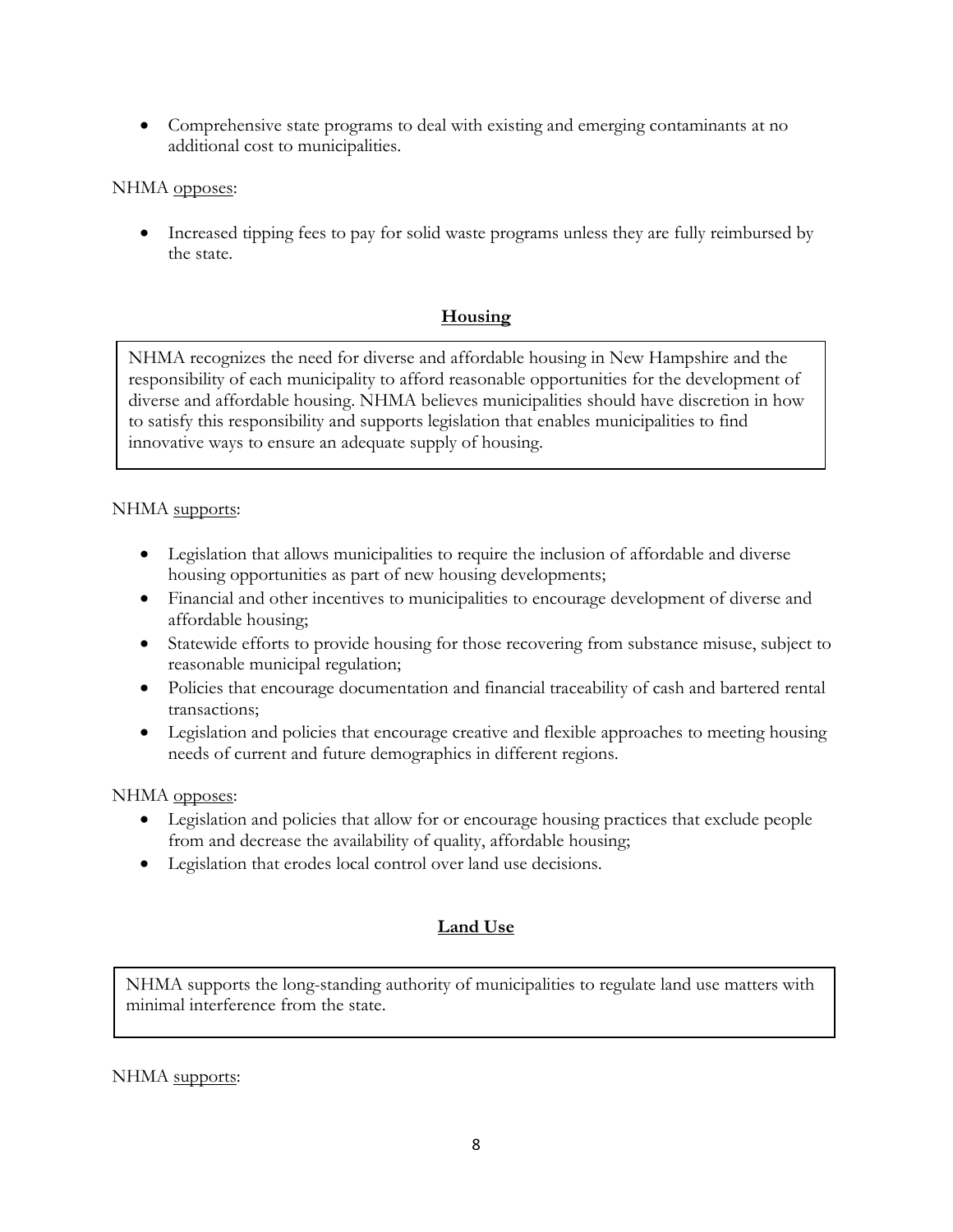- Comprehensive state programs to deal with existing and emerging contaminants at no additional cost to municipalities.

NHMA opposes:

- Increased tipping fees to pay for solid waste programs unless they are fully reimbursed by the state.

## Housing

NHMA recognizes the need for diverse and affordable housing in New Hampshire and the responsibility of each municipality to afford reasonable opportunities for the development of diverse and affordable housing. NHMA believes municipalities should have discretion in how to satisfy this responsibility and supports legislation that enables municipalities to find innovative ways to ensure an adequate supply of housing.

NHMA supports:

- Legislation that allows municipalities to require the inclusion of affordable and diverse housing opportunities as part of new housing developments;
- Financial and other incentives to municipalities to encourage development of diverse and affordable housing;
- Statewide efforts to provide housing for those recovering from substance misuse, subject to reasonable municipal regulation;
- Policies that encourage documentation and financial traceability of cash and bartered rental transactions;
- Legislation and policies that encourage creative and flexible approaches to meeting housing needs of current and future demographics in different regions.

NHMA opposes:

- Legislation and policies that allow for or encourage housing practices that exclude people from and decrease the availability of quality, affordable housing;
- Legislation that erodes local control over land use decisions.

## Land Use

NHMA supports the long-standing authority of municipalities to regulate land use matters with minimal interference from the state.

NHMA supports: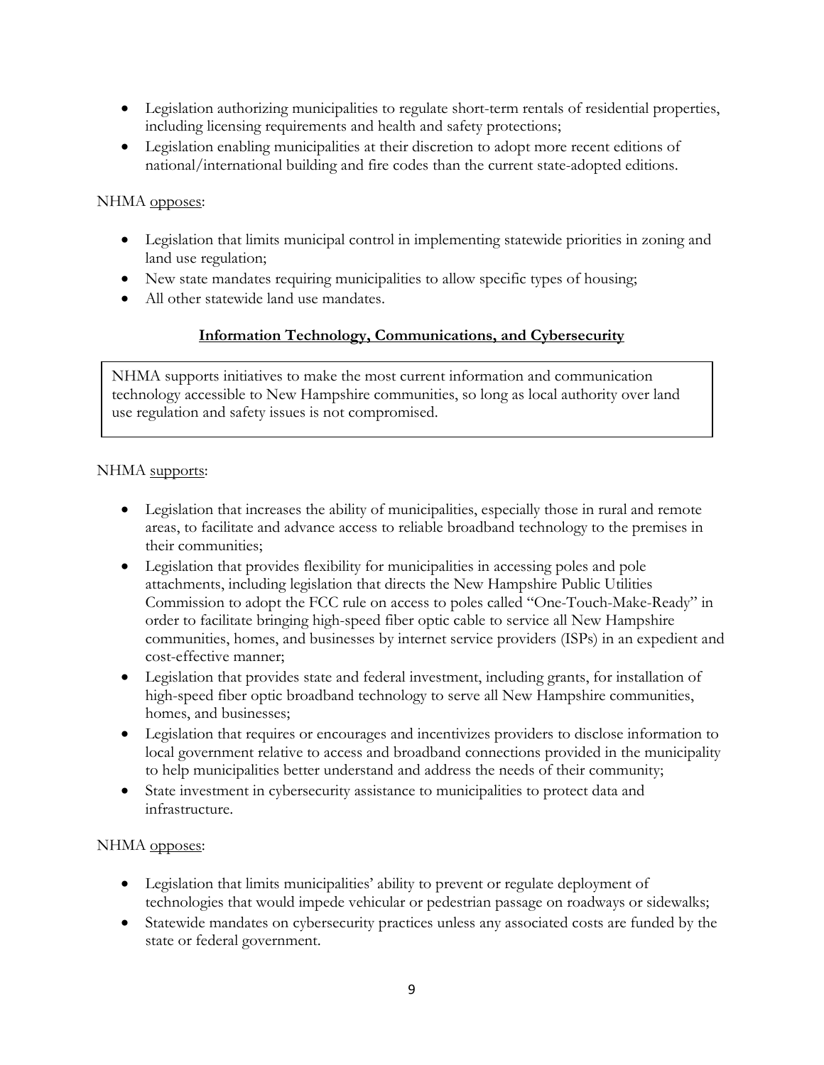- Legislation authorizing municipalities to regulate short-term rentals of residential properties, including licensing requirements and health and safety protections;
- Legislation enabling municipalities at their discretion to adopt more recent editions of national/international building and fire codes than the current state-adopted editions.

NHMA opposes:

- Legislation that limits municipal control in implementing statewide priorities in zoning and land use regulation;
- New state mandates requiring municipalities to allow specific types of housing;
- All other statewide land use mandates.

## Information Technology, Communications, and Cybersecurity

NHMA supports initiatives to make the most current information and communication technology accessible to New Hampshire communities, so long as local authority over land use regulation and safety issues is not compromised.

NHMA supports:

- Legislation that increases the ability of municipalities, especially those in rural and remote areas, to facilitate and advance access to reliable broadband technology to the premises in their communities;
- Legislation that provides flexibility for municipalities in accessing poles and pole attachments, including legislation that directs the New Hampshire Public Utilities Commission to adopt the FCC rule on access to poles called "One-Touch-Make-Ready" in order to facilitate bringing high-speed fiber optic cable to service all New Hampshire communities, homes, and businesses by internet service providers (ISPs) in an expedient and cost-effective manner;
- Legislation that provides state and federal investment, including grants, for installation of high-speed fiber optic broadband technology to serve all New Hampshire communities, homes, and businesses;
- Legislation that requires or encourages and incentivizes providers to disclose information to local government relative to access and broadband connections provided in the municipality to help municipalities better understand and address the needs of their community;
- State investment in cybersecurity assistance to municipalities to protect data and infrastructure.

NHMA opposes:

- Legislation that limits municipalities' ability to prevent or regulate deployment of technologies that would impede vehicular or pedestrian passage on roadways or sidewalks;
- Statewide mandates on cybersecurity practices unless any associated costs are funded by the state or federal government.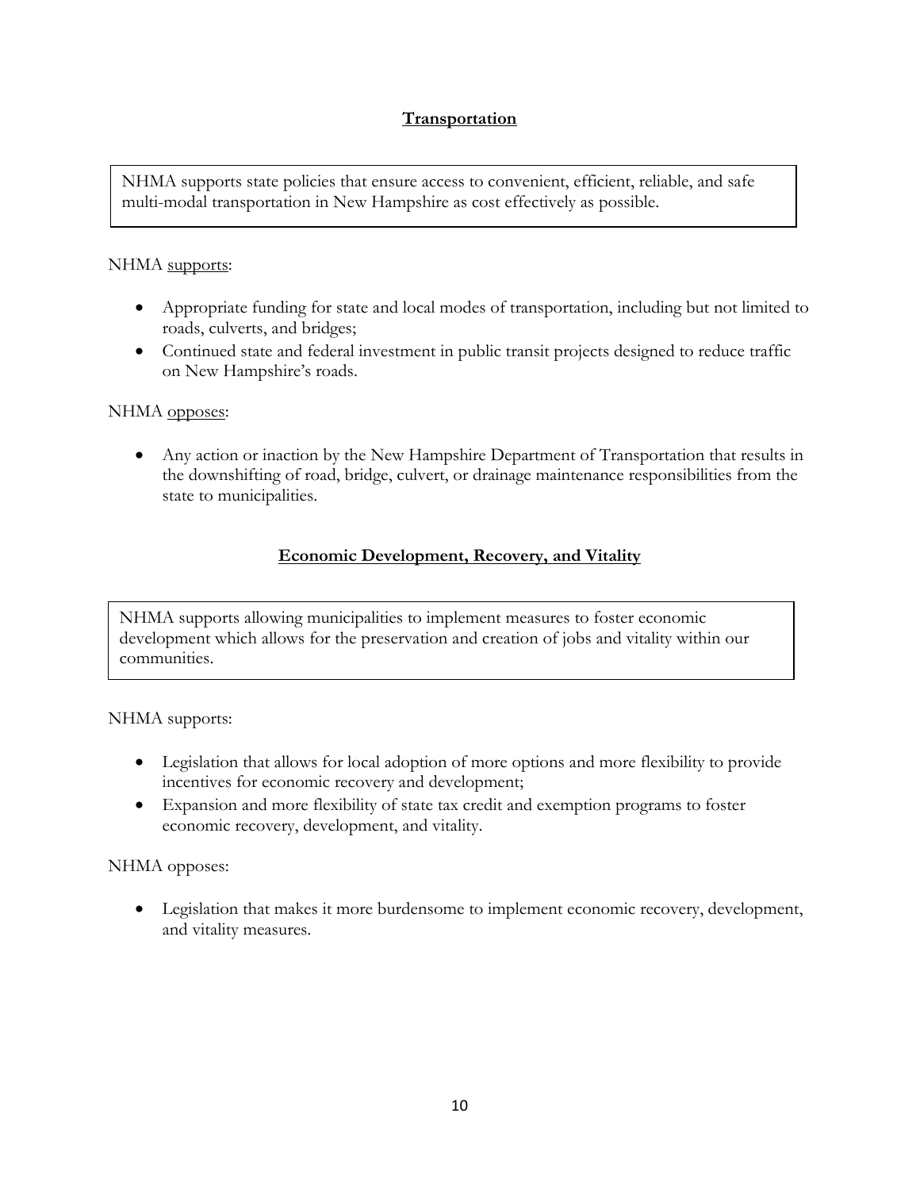## **Transcription**

NHMA supports state policies that ensure access to convenient, efficient, reliable, and safe multi-modal transportation in New Hampshire as cost effectively as possible.

NHMA supports:

- Appropriate funding for state and local modes of transportation, including but not limited to roads, culverts, and bridges;
- Continued state and federal investment in public transit projects designed to reduce traffic on New Hampshire's roads.

NHMA opposes:

- Any action or inaction by the New Hampshire Department of Transportation that results in the downshifting of road, bridge, culvert, or drainage maintenance responsibilities from the state to municipalities.

## **Economic Development, Recovery, and Vitality**

NHMA supports allowing municipalities to implement measures to foster economic development which allows for the preservation and creation of jobs and vitality within our communities.

NHMA supports:

- Legislation that allows for local adoption of more options and more flexibility to provide incentives for economic recovery and development;
- Expansion and more flexibility of state tax credit and exemption programs to foster economic recovery, development, and vitality.

NHMA opposes:

- Legislation that makes it more burdensome to implement economic recovery, development, and vitality measures.

## **Transportation**

NHMA supports state policies that ensure access to convenient, efficient, reliable, and safe multi-modal transportation in New Hampshire as cost effectively as possible.

NHMA supports:

- Appropriate funding for state and local modes of transportation, including but not limited to roads, culverts, and bridges;
- Continued state and federal investment in public transit projects designed to reduce traffic on New Hampshire's roads.

NHMA opposes:

- Any action or inaction by the New Hampshire Department of Transportation that results in the downshifting of road, bridge, culvert, or drainage maintenance responsibilities from the state to municipalities.

## **Economic Development, Recovery, and Vitality**

NHMA supports allowing municipalities to implement measures to foster economic development which allows for the preservation and creation of jobs and vitality within our communities.

NHMA supports:

- Legislation that allows for local adoption of more options and more flexibility to provide incentives for economic recovery and development;
- Expansion and more flexibility of state tax credit and exemption programs to foster economic recovery, development, and vitality.

NHMA opposes:

- Legislation that makes it more burdensome to implement economic recovery, development, and vitality measures.